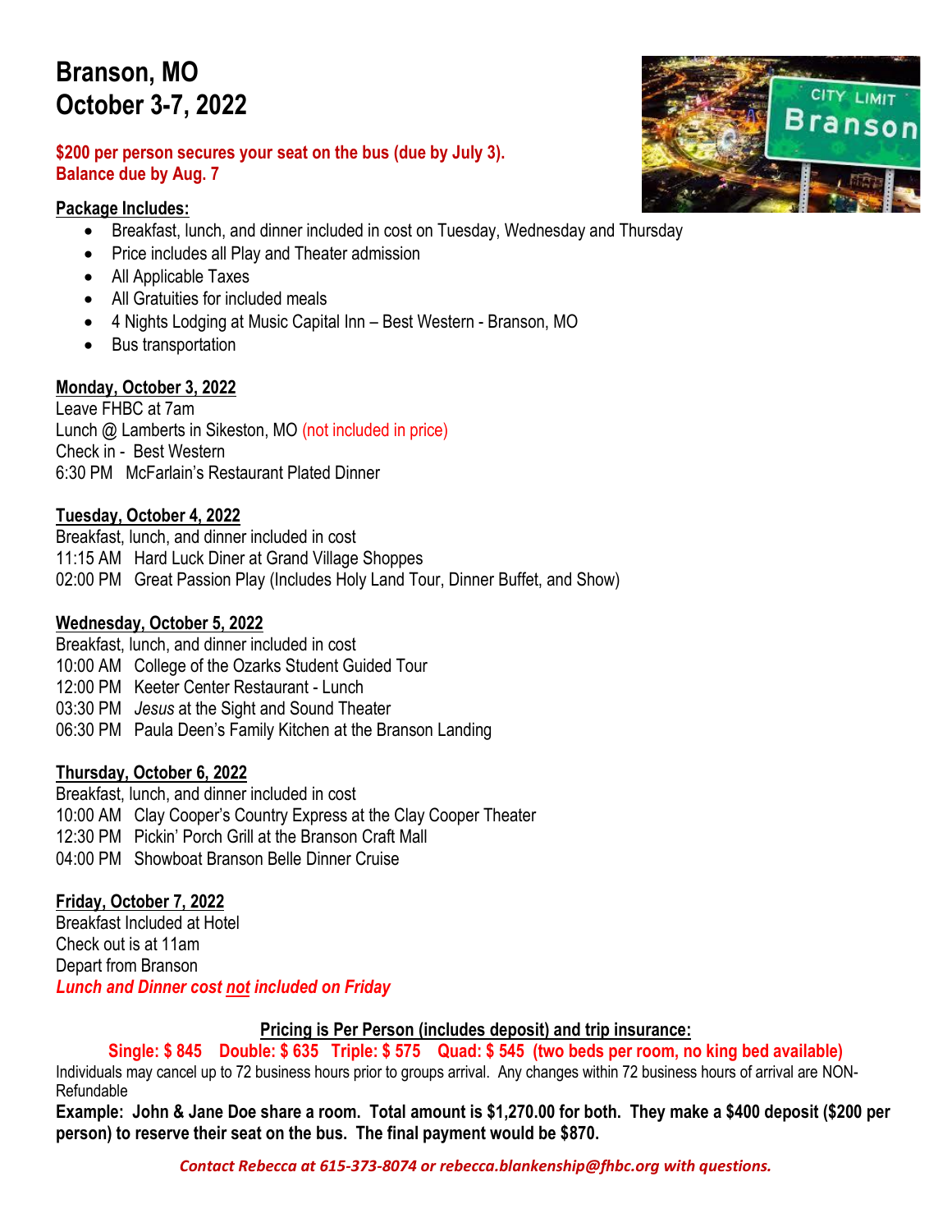# Branson, MO
# October 3-7, 2022

**$200 per person secures your seat on the bus (due by July 3).**
**Balance due by Aug. 7**

**Package Includes:**

- Breakfast, lunch, and dinner included in cost on Tuesday, Wednesday and Thursday
- Price includes all Play and Theater admission
- All Applicable Taxes
- All Gratuities for included meals
- 4 Nights Lodging at Music Capital Inn – Best Western - Branson, MO
- Bus transportation

**Monday, October 3, 2022**
Leave FHBC at 7am
Lunch @ Lamberts in Sikeston, MO (not included in price)
Check in - Best Western
6:30 PM McFarlain's Restaurant Plated Dinner

**Tuesday, October 4, 2022**
Breakfast, lunch, and dinner included in cost
11:15 AM Hard Luck Diner at Grand Village Shoppes
02:00 PM Great Passion Play (Includes Holy Land Tour, Dinner Buffet, and Show)

**Wednesday, October 5, 2022**
Breakfast, lunch, and dinner included in cost
10:00 AM College of the Ozarks Student Guided Tour
12:00 PM Keeter Center Restaurant - Lunch
03:30 PM *Jesus* at the Sight and Sound Theater
06:30 PM Paula Deen's Family Kitchen at the Branson Landing

**Thursday, October 6, 2022**
Breakfast, lunch, and dinner included in cost
10:00 AM Clay Cooper's Country Express at the Clay Cooper Theater
12:30 PM Pickin' Porch Grill at the Branson Craft Mall
04:00 PM Showboat Branson Belle Dinner Cruise

**Friday, October 7, 2022**
Breakfast Included at Hotel
Check out is at 11am
Depart from Branson
***Lunch and Dinner cost not included on Friday***

**Pricing is Per Person (includes deposit) and trip insurance:**

**Single: $ 845 Double: $ 635 Triple: $ 575 Quad: $ 545 (two beds per room, no king bed available)**

Individuals may cancel up to 72 business hours prior to groups arrival. Any changes within 72 business hours of arrival are NON-Refundable

**Example: John & Jane Doe share a room. Total amount is $1,270.00 for both. They make a $400 deposit ($200 per person) to reserve their seat on the bus. The final payment would be $870.**

***Contact Rebecca at 615-373-8074 or rebecca.blankenship@fhbc.org with questions.***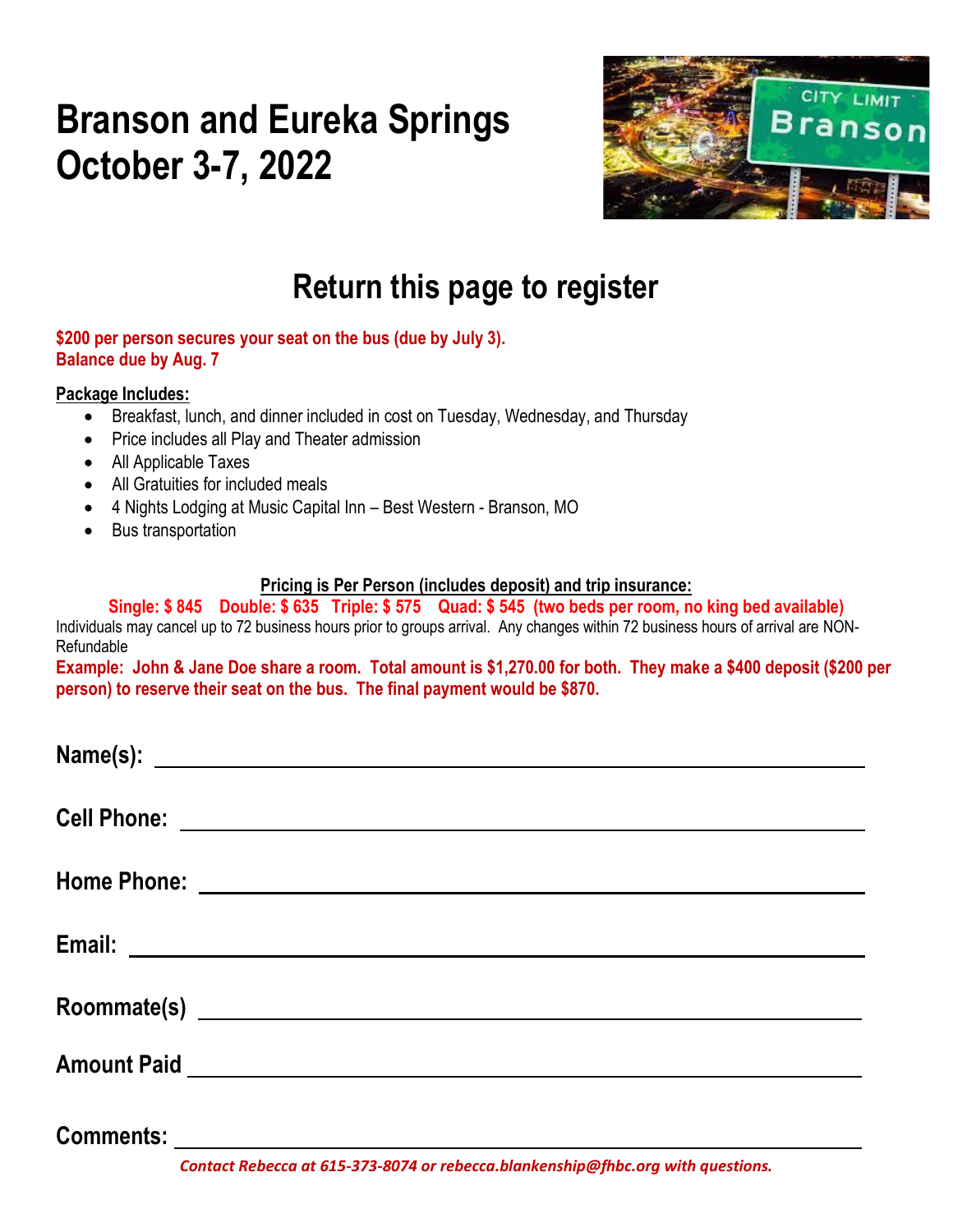# Branson and Eureka Springs October 3-7, 2022

## Return this page to register

**$200 per person secures your seat on the bus (due by July 3).**
**Balance due by Aug. 7**

**Package Includes:**

- Breakfast, lunch, and dinner included in cost on Tuesday, Wednesday, and Thursday
- Price includes all Play and Theater admission
- All Applicable Taxes
- All Gratuities for included meals
- 4 Nights Lodging at Music Capital Inn – Best Western - Branson, MO
- Bus transportation

**Pricing is Per Person (includes deposit) and trip insurance:**

**Single: $ 845 Double: $ 635 Triple: $ 575 Quad: $ 545 (two beds per room, no king bed available)**

Individuals may cancel up to 72 business hours prior to groups arrival. Any changes within 72 business hours of arrival are NON-Refundable

**Example: John & Jane Doe share a room. Total amount is $1,270.00 for both. They make a $400 deposit ($200 per person) to reserve their seat on the bus. The final payment would be $870.**

**Name(s):** ____________________________________________

**Cell Phone:** ____________________________________________

**Home Phone:** ____________________________________________

**Email:** ____________________________________________

**Roommate(s)** ____________________________________________

**Amount Paid** ____________________________________________

**Comments:** ____________________________________________

*Contact Rebecca at 615-373-8074 or rebecca.blankenship@fhbc.org with questions.*